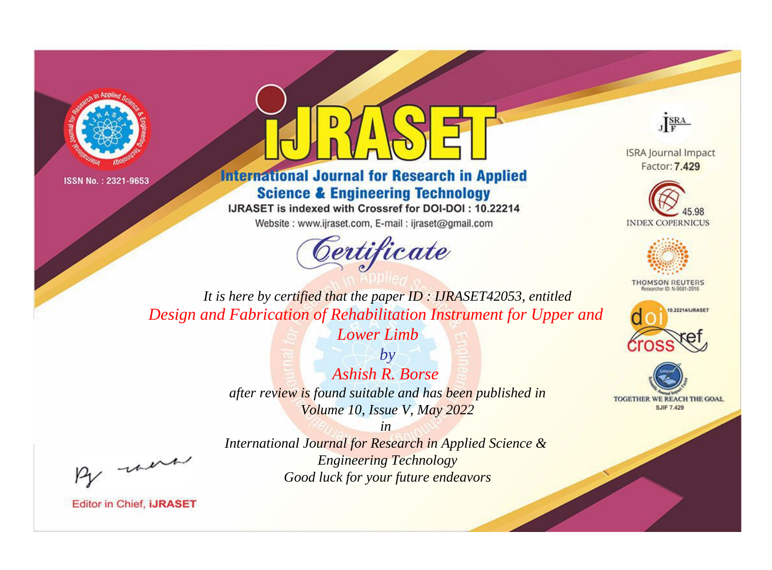ISSN No. : 2321-9653

# IJRASET

## International Journal for Research in Applied Science & Engineering Technology

IJRASET is indexed with Crossref for DOI-DOI : 10.22214

Website : www.ijraset.com, E-mail : ijraset@gmail.com

ISRA Journal Impact Factor: **7.429**

45.98 INDEX COPERNICUS

THOMSON REUTERS Researcher ID: N-9681-2016

10.22214/IJRASET

TOGETHER WE REACH THE GOAL SJIF 7.429

## *Certificate*

*It is here by certified that the paper ID : IJRASET42053, entitled*

*Design and Fabrication of Rehabilitation Instrument for Upper and Lower Limb*

*by*

*Ashish R. Borse*

*after review is found suitable and has been published in*

*Volume 10, Issue V, May 2022*

*in*

*International Journal for Research in Applied Science & Engineering Technology*

*Good luck for your future endeavors*

Editor in Chief, IJRASET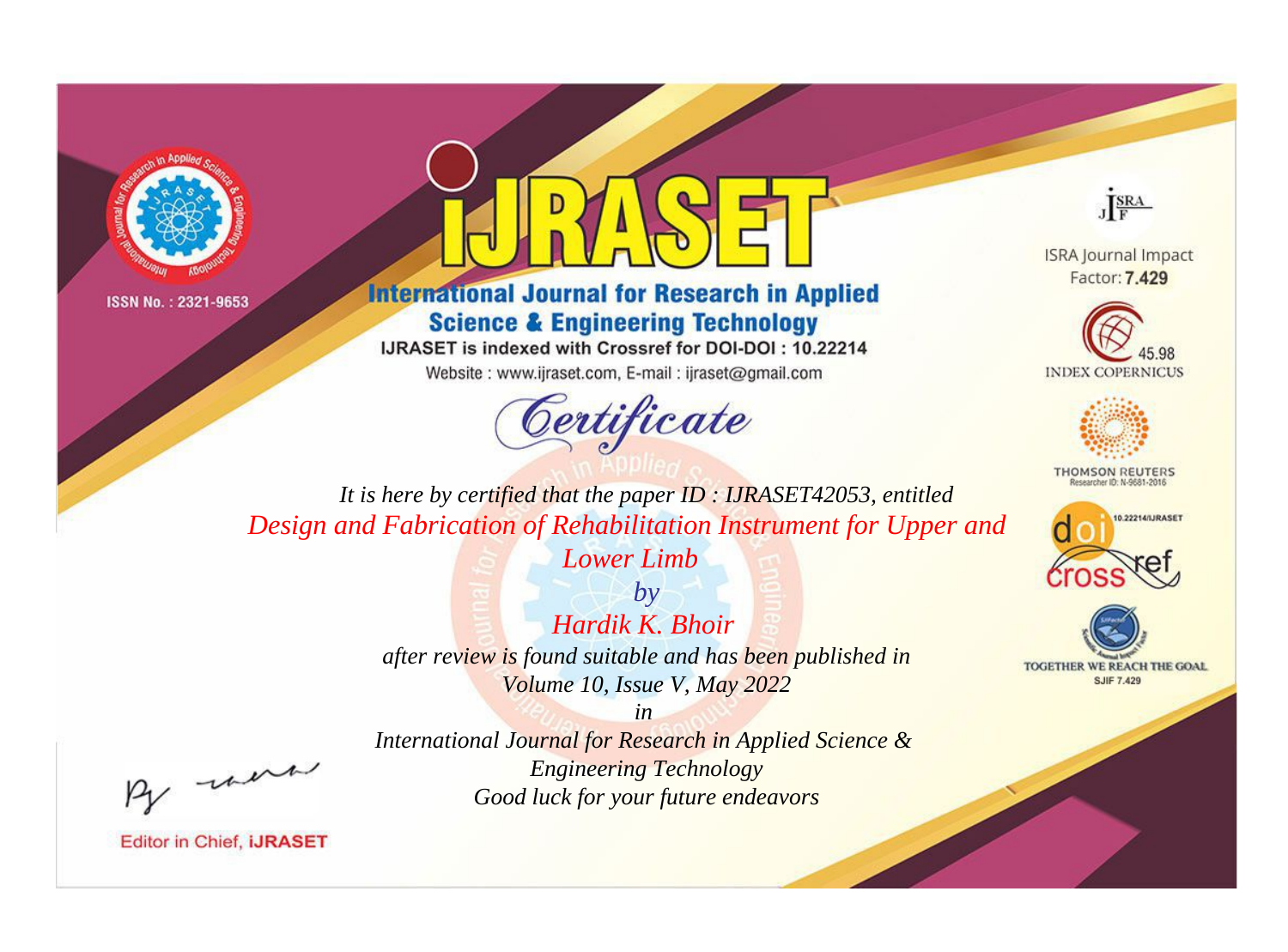ISSN No. : 2321-9653

# IJRASET

## International Journal for Research in Applied Science & Engineering Technology

IJRASET is indexed with Crossref for DOI-DOI : 10.22214

Website : www.ijraset.com, E-mail : ijraset@gmail.com

*Certificate*

*It is here by certified that the paper ID : IJRASET42053, entitled*

*Design and Fabrication of Rehabilitation Instrument for Upper and Lower Limb*

*by*

*Hardik K. Bhoir*

*after review is found suitable and has been published in*

*Volume 10, Issue V, May 2022*

*in*

*International Journal for Research in Applied Science & Engineering Technology*

*Good luck for your future endeavors*

ISRA Journal Impact Factor: **7.429**

45.98 INDEX COPERNICUS

THOMSON REUTERS Researcher ID: N-9681-2016

10.22214/IJRASET

TOGETHER WE REACH THE GOAL SJIF 7.429

Editor in Chief, **iJRASET**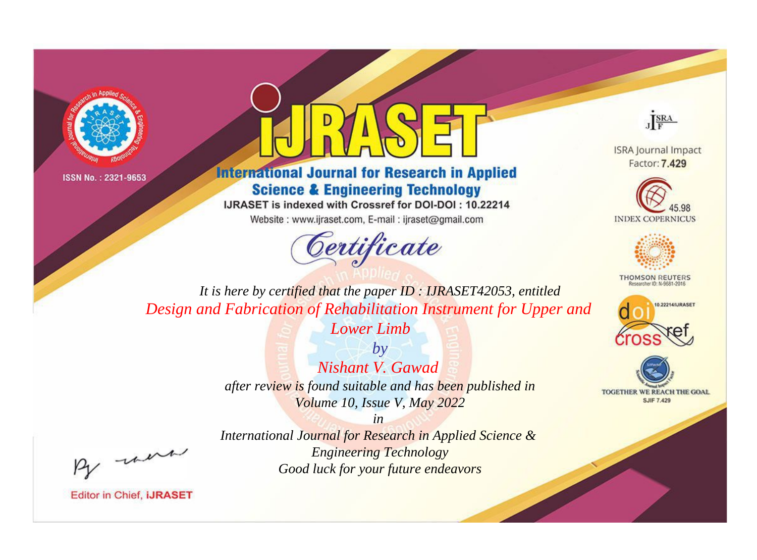ISSN No. : 2321-9653

# iJRASET

## International Journal for Research in Applied Science & Engineering Technology

IJRASET is indexed with Crossref for DOI-DOI : 10.22214

Website : www.ijraset.com, E-mail : ijraset@gmail.com

# *Certificate*

*It is here by certified that the paper ID : IJRASET42053, entitled*

*Design and Fabrication of Rehabilitation Instrument for Upper and Lower Limb*

*by*

*Nishant V. Gawad*

*after review is found suitable and has been published in*

*Volume 10, Issue V, May 2022*

*in*

*International Journal for Research in Applied Science & Engineering Technology*

*Good luck for your future endeavors*

Editor in Chief, iJRASET

ISRA Journal Impact Factor: **7.429**

45.98 INDEX COPERNICUS

THOMSON REUTERS Researcher ID: N-9681-2016

10.22214/IJRASET

TOGETHER WE REACH THE GOAL SJIF 7.429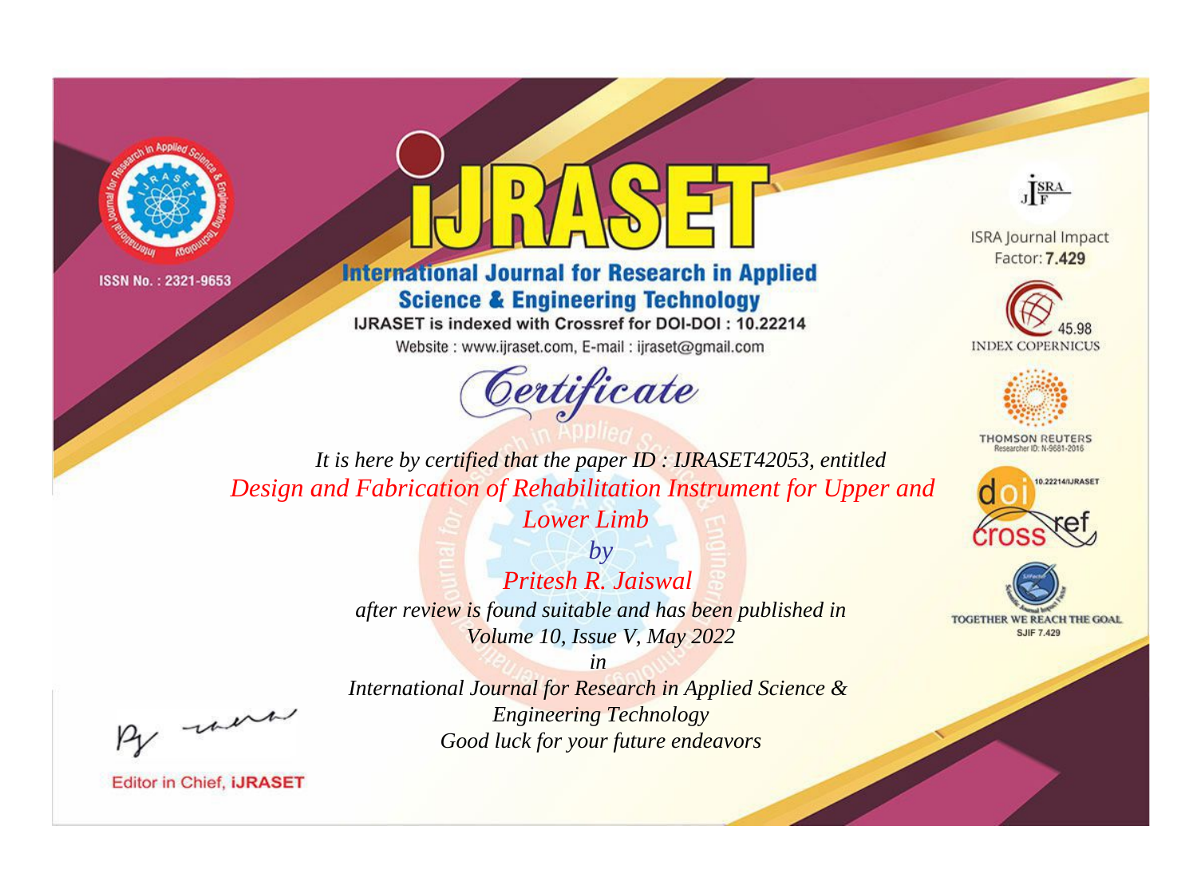ISSN No. : 2321-9653

# iJRASET

## International Journal for Research in Applied Science & Engineering Technology

IJRASET is indexed with Crossref for DOI-DOI : 10.22214

Website : www.ijraset.com, E-mail : ijraset@gmail.com

*Certificate*

*It is here by certified that the paper ID : IJRASET42053, entitled*

*Design and Fabrication of Rehabilitation Instrument for Upper and Lower Limb*

*by*

*Pritesh R. Jaiswal*

*after review is found suitable and has been published in*

*Volume 10, Issue V, May 2022*

*in*

*International Journal for Research in Applied Science & Engineering Technology*

*Good luck for your future endeavors*

ISRA Journal Impact Factor: **7.429**

45.98 INDEX COPERNICUS

THOMSON REUTERS Researcher ID: N-9681-2016

10.22214/IJRASET

TOGETHER WE REACH THE GOAL SJIF 7.429

Editor in Chief, **iJRASET**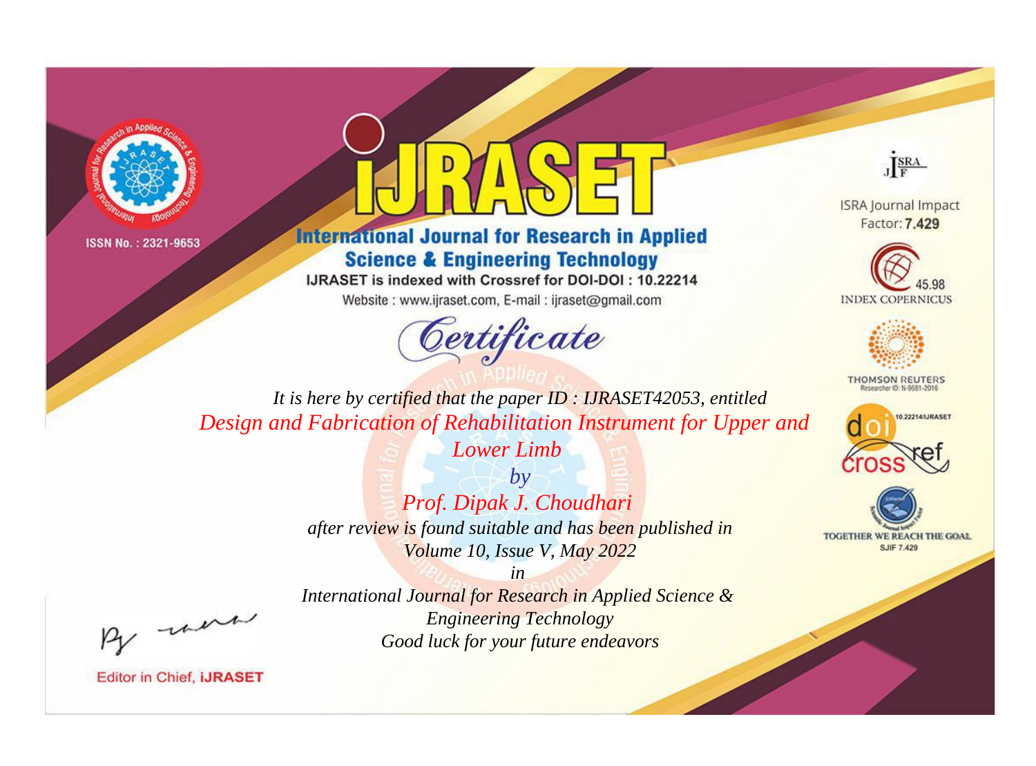ISSN No. : 2321-9653

# IJRASET

## International Journal for Research in Applied Science & Engineering Technology

IJRASET is indexed with Crossref for DOI-DOI : 10.22214

Website : www.ijraset.com, E-mail : ijraset@gmail.com

*Certificate*

*It is here by certified that the paper ID : IJRASET42053, entitled*

*Design and Fabrication of Rehabilitation Instrument for Upper and Lower Limb*

*by*

*Prof. Dipak J. Choudhari*

*after review is found suitable and has been published in*

*Volume 10, Issue V, May 2022*

*in*

*International Journal for Research in Applied Science & Engineering Technology*

*Good luck for your future endeavors*

ISRA Journal Impact Factor: **7.429**

45.98 INDEX COPERNICUS

THOMSON REUTERS Researcher ID: N-9681-2016

10.22214/IJRASET

TOGETHER WE REACH THE GOAL SJIF 7.429

Editor in Chief, iJRASET